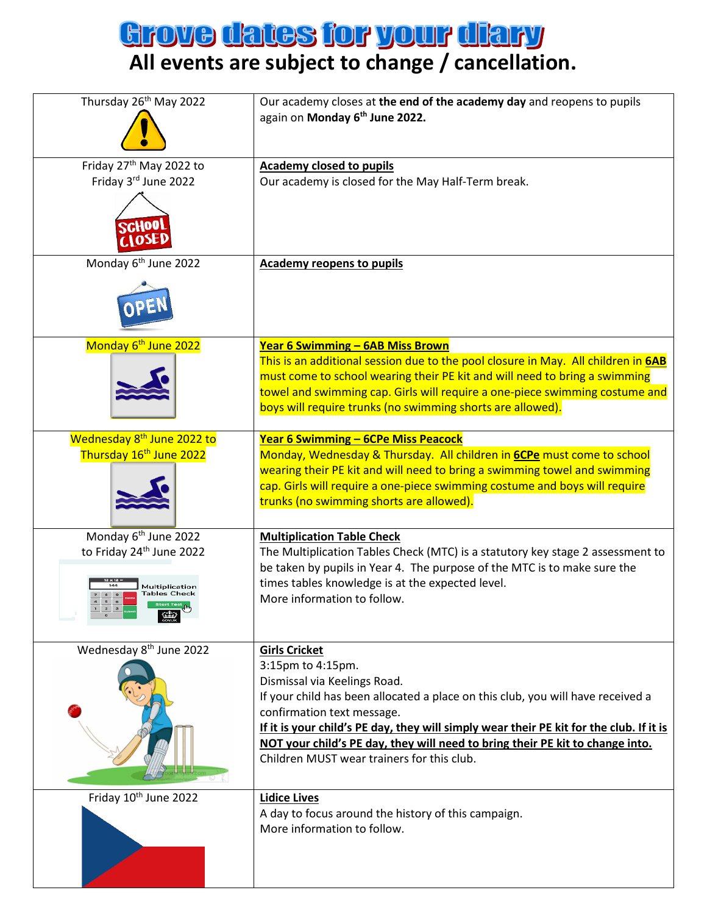# Grove dates for your diary

## All events are subject to change / cancellation.

| | |
|---|---|
| Thursday 26th May 2022 | Our academy closes at **the end of the academy day** and reopens to pupils again on **Monday 6th June 2022.** |
| Friday 27th May 2022 to Friday 3rd June 2022 | **Academy closed to pupils**<br>Our academy is closed for the May Half-Term break. |
| Monday 6th June 2022 | **Academy reopens to pupils** |
| Monday 6th June 2022 | **Year 6 Swimming – 6AB Miss Brown**<br>This is an additional session due to the pool closure in May. All children in **6AB** must come to school wearing their PE kit and will need to bring a swimming towel and swimming cap. Girls will require a one-piece swimming costume and boys will require trunks (no swimming shorts are allowed). |
| Wednesday 8th June 2022 to Thursday 16th June 2022 | **Year 6 Swimming – 6CPe Miss Peacock**<br>Monday, Wednesday & Thursday. All children in **6CPe** must come to school wearing their PE kit and will need to bring a swimming towel and swimming cap. Girls will require a one-piece swimming costume and boys will require trunks (no swimming shorts are allowed). |
| Monday 6th June 2022 to Friday 24th June 2022 | **Multiplication Table Check**<br>The Multiplication Tables Check (MTC) is a statutory key stage 2 assessment to be taken by pupils in Year 4. The purpose of the MTC is to make sure the times tables knowledge is at the expected level.<br>More information to follow. |
| Wednesday 8th June 2022 | **Girls Cricket**<br>3:15pm to 4:15pm.<br>Dismissal via Keelings Road.<br>If your child has been allocated a place on this club, you will have received a confirmation text message.<br>**If it is your child's PE day, they will simply wear their PE kit for the club. If it is NOT your child's PE day, they will need to bring their PE kit to change into.**<br>Children MUST wear trainers for this club. |
| Friday 10th June 2022 | **Lidice Lives**<br>A day to focus around the history of this campaign.<br>More information to follow. |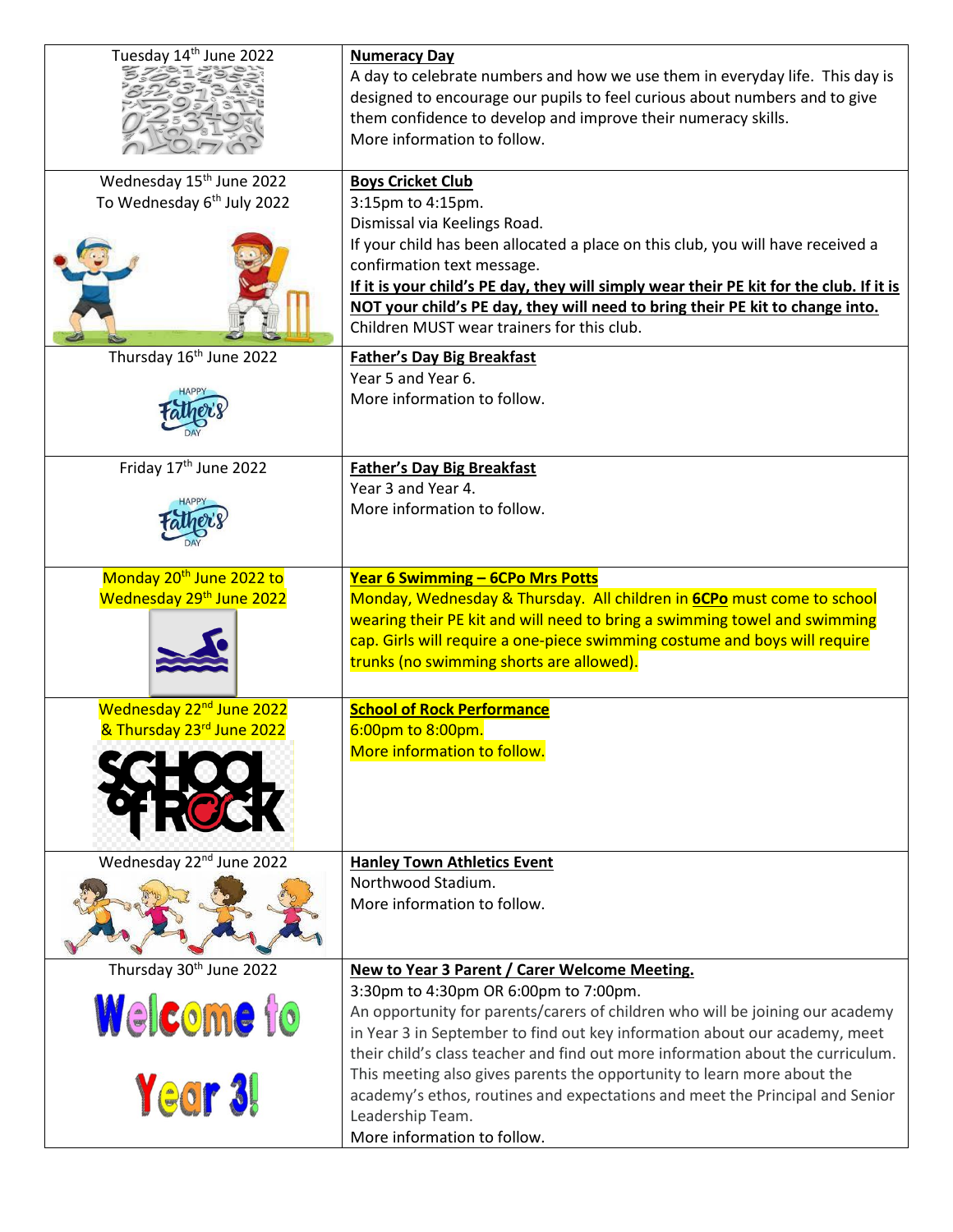| Date | Event |
| --- | --- |
| Tuesday 14th June 2022 | **Numeracy Day**<br>A day to celebrate numbers and how we use them in everyday life. This day is designed to encourage our pupils to feel curious about numbers and to give them confidence to develop and improve their numeracy skills.<br>More information to follow. |
| Wednesday 15th June 2022 To Wednesday 6th July 2022 | **Boys Cricket Club**<br>3:15pm to 4:15pm.<br>Dismissal via Keelings Road.<br>If your child has been allocated a place on this club, you will have received a confirmation text message.<br>**If it is your child's PE day, they will simply wear their PE kit for the club. If it is NOT your child's PE day, they will need to bring their PE kit to change into.**<br>Children MUST wear trainers for this club. |
| Thursday 16th June 2022 | **Father's Day Big Breakfast**<br>Year 5 and Year 6.<br>More information to follow. |
| Friday 17th June 2022 | **Father's Day Big Breakfast**<br>Year 3 and Year 4.<br>More information to follow. |
| Monday 20th June 2022 to Wednesday 29th June 2022 | **Year 6 Swimming – 6CPo Mrs Potts**<br>Monday, Wednesday & Thursday. All children in **6CPo** must come to school wearing their PE kit and will need to bring a swimming towel and swimming cap. Girls will require a one-piece swimming costume and boys will require trunks (no swimming shorts are allowed). |
| Wednesday 22nd June 2022 & Thursday 23rd June 2022 | **School of Rock Performance**<br>6:00pm to 8:00pm.<br>More information to follow. |
| Wednesday 22nd June 2022 | **Hanley Town Athletics Event**<br>Northwood Stadium.<br>More information to follow. |
| Thursday 30th June 2022 | **New to Year 3 Parent / Carer Welcome Meeting.**<br>3:30pm to 4:30pm OR 6:00pm to 7:00pm.<br>An opportunity for parents/carers of children who will be joining our academy in Year 3 in September to find out key information about our academy, meet their child's class teacher and find out more information about the curriculum. This meeting also gives parents the opportunity to learn more about the academy's ethos, routines and expectations and meet the Principal and Senior Leadership Team.<br>More information to follow. |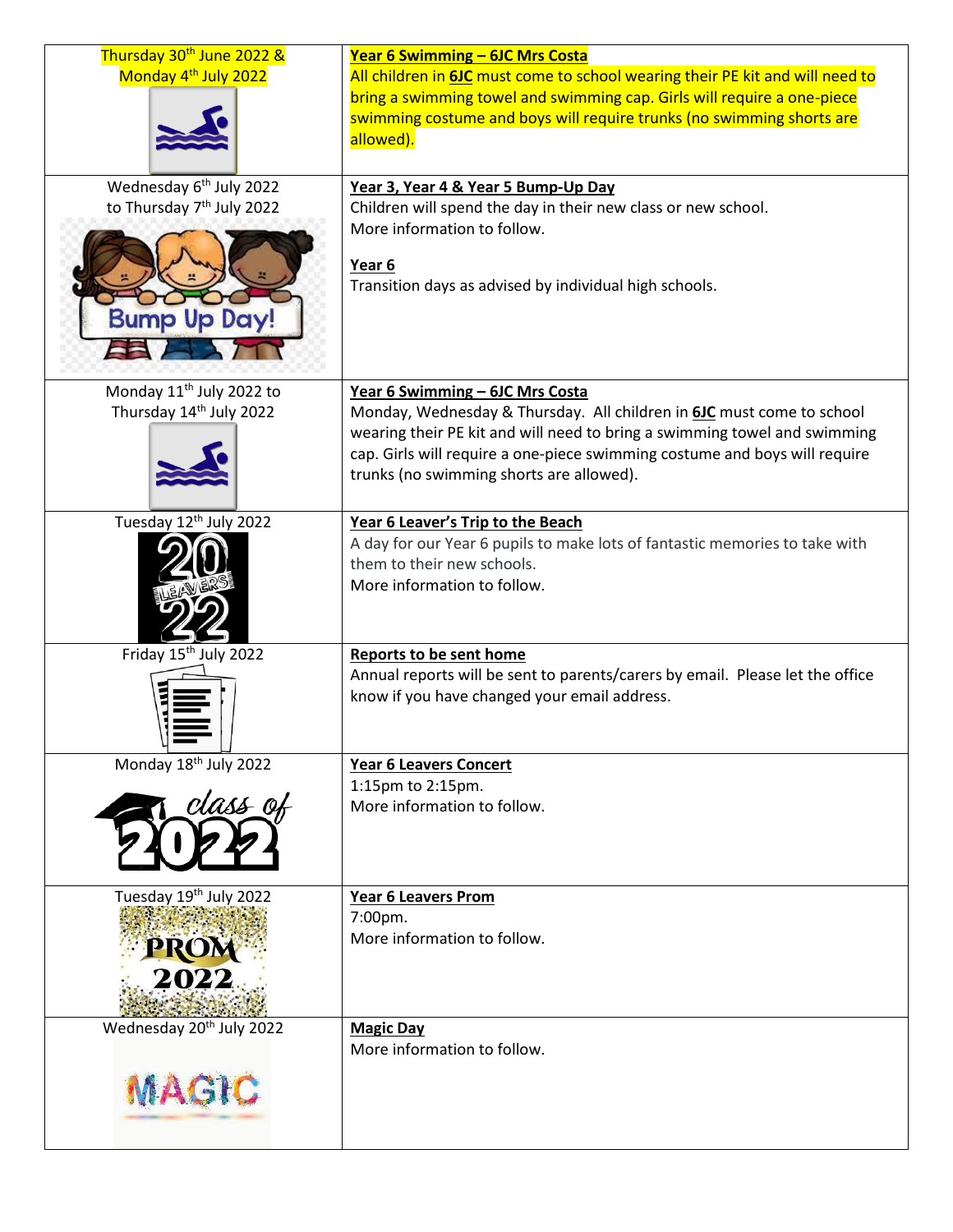| | |
|---|---|
| Thursday 30th June 2022 & Monday 4th July 2022 | **Year 6 Swimming – 6JC Mrs Costa**<br>All children in **6JC** must come to school wearing their PE kit and will need to bring a swimming towel and swimming cap. Girls will require a one-piece swimming costume and boys will require trunks (no swimming shorts are allowed). |
| Wednesday 6th July 2022 to Thursday 7th July 2022 | **Year 3, Year 4 & Year 5 Bump-Up Day**<br>Children will spend the day in their new class or new school.<br>More information to follow.<br><br>**Year 6**<br>Transition days as advised by individual high schools. |
| Monday 11th July 2022 to Thursday 14th July 2022 | **Year 6 Swimming – 6JC Mrs Costa**<br>Monday, Wednesday & Thursday. All children in **6JC** must come to school wearing their PE kit and will need to bring a swimming towel and swimming cap. Girls will require a one-piece swimming costume and boys will require trunks (no swimming shorts are allowed). |
| Tuesday 12th July 2022 | **Year 6 Leaver's Trip to the Beach**<br>A day for our Year 6 pupils to make lots of fantastic memories to take with them to their new schools.<br>More information to follow. |
| Friday 15th July 2022 | **Reports to be sent home**<br>Annual reports will be sent to parents/carers by email. Please let the office know if you have changed your email address. |
| Monday 18th July 2022 | **Year 6 Leavers Concert**<br>1:15pm to 2:15pm.<br>More information to follow. |
| Tuesday 19th July 2022 | **Year 6 Leavers Prom**<br>7:00pm.<br>More information to follow. |
| Wednesday 20th July 2022 | **Magic Day**<br>More information to follow. |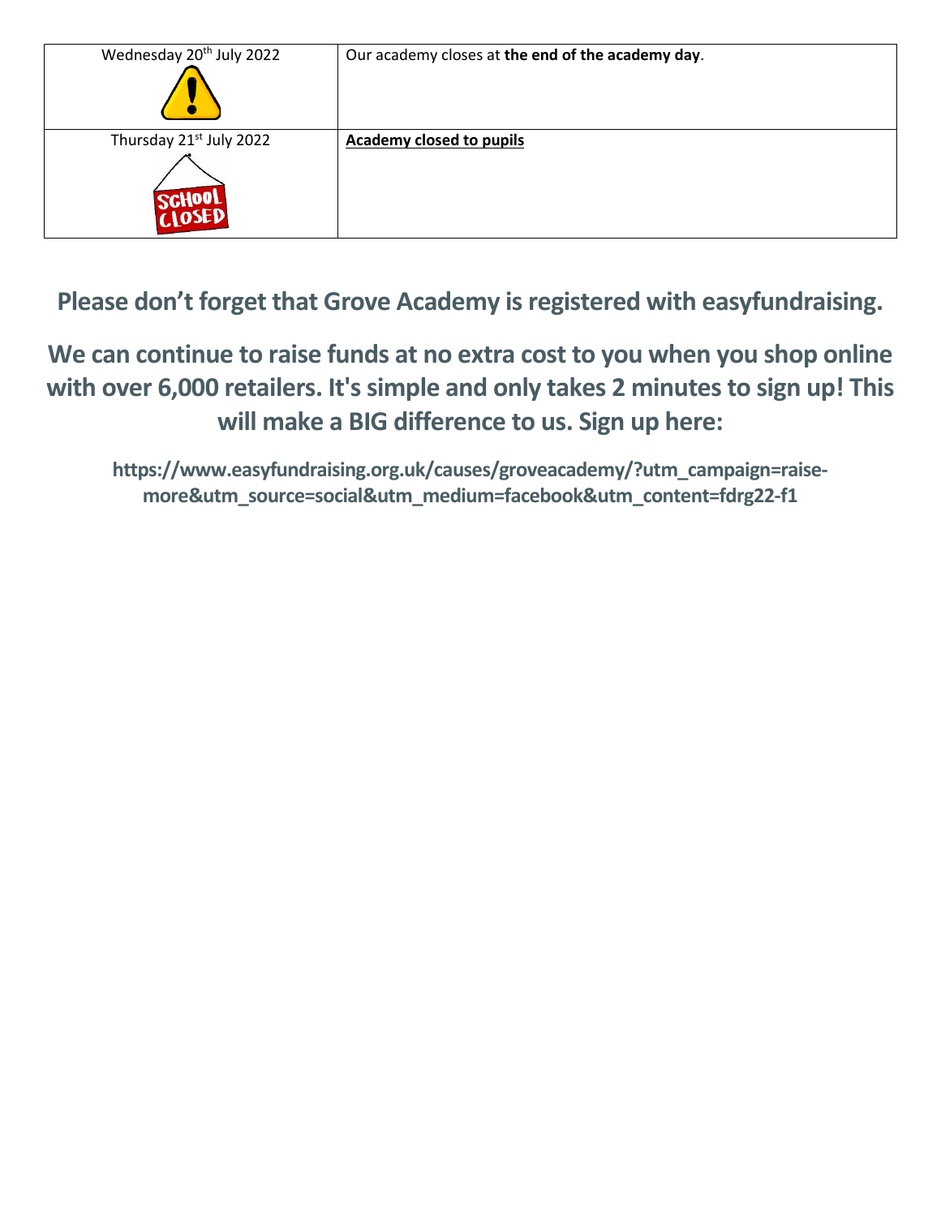| | |
|---|---|
| Wednesday 20th July 2022 | Our academy closes at **the end of the academy day**. |
| Thursday 21st July 2022 | **Academy closed to pupils** |

**Please don't forget that Grove Academy is registered with easyfundraising.**

**We can continue to raise funds at no extra cost to you when you shop online with over 6,000 retailers. It's simple and only takes 2 minutes to sign up! This will make a BIG difference to us. Sign up here:**

**https://www.easyfundraising.org.uk/causes/groveacademy/?utm_campaign=raise-more&utm_source=social&utm_medium=facebook&utm_content=fdrg22-f1**